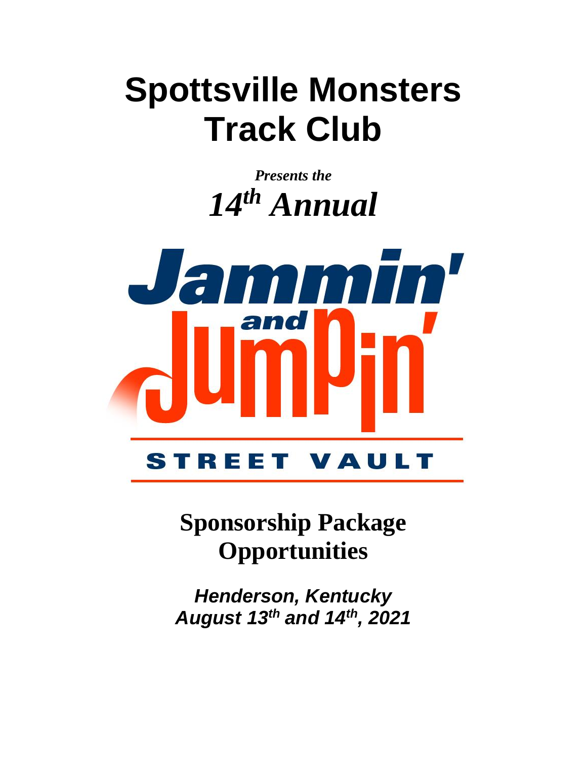# Spottsville Monsters Track Club

*Presents the*

# *14th Annual*

# Jammin' and Jumpin'

## STREET VAULT

## Sponsorship Package Opportunities

***Henderson, Kentucky***
***August 13th and 14th, 2021***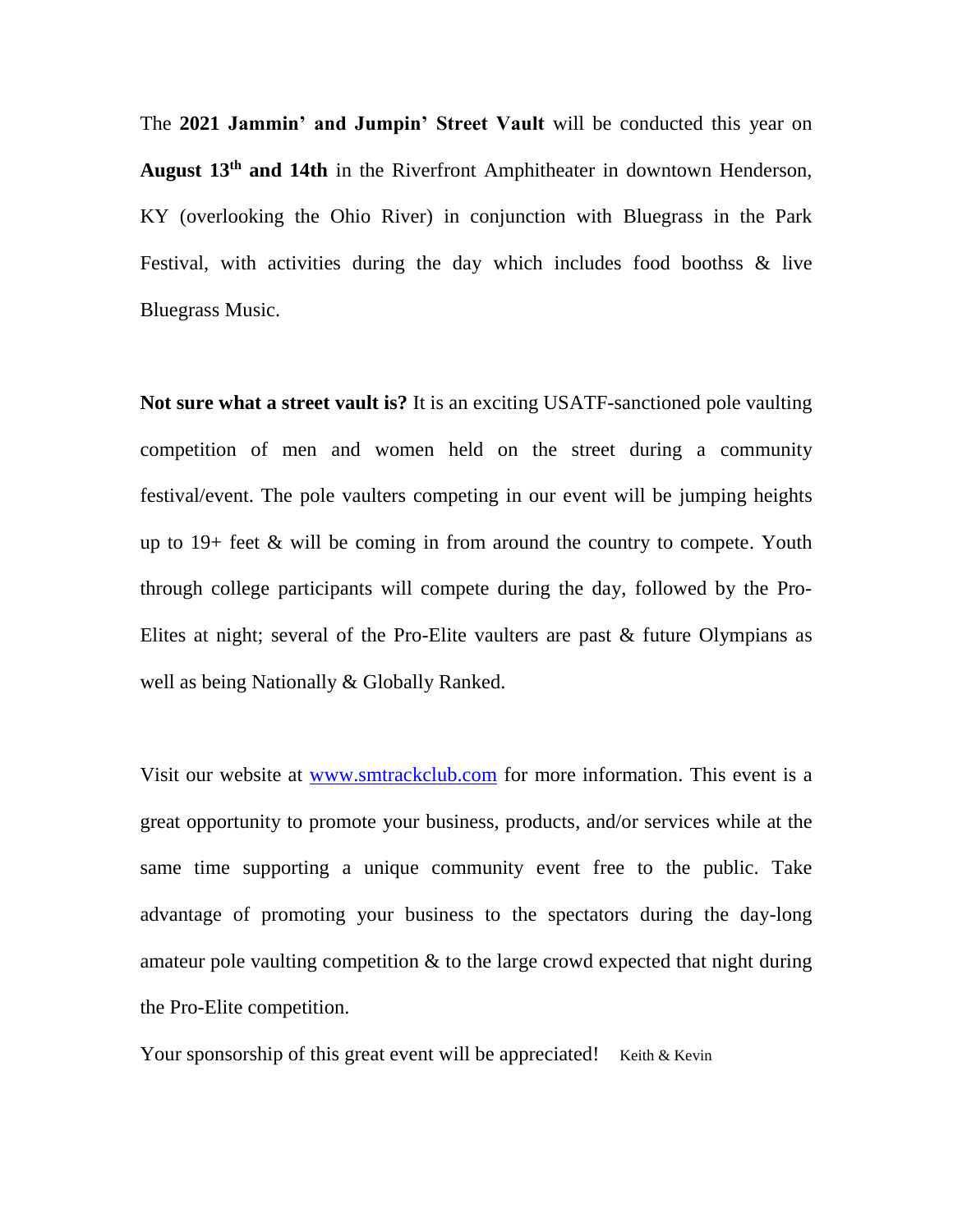The **2021 Jammin' and Jumpin' Street Vault** will be conducted this year on **August 13th and 14th** in the Riverfront Amphitheater in downtown Henderson, KY (overlooking the Ohio River) in conjunction with Bluegrass in the Park Festival, with activities during the day which includes food boothss & live Bluegrass Music.

**Not sure what a street vault is?** It is an exciting USATF-sanctioned pole vaulting competition of men and women held on the street during a community festival/event. The pole vaulters competing in our event will be jumping heights up to 19+ feet & will be coming in from around the country to compete. Youth through college participants will compete during the day, followed by the Pro-Elites at night; several of the Pro-Elite vaulters are past & future Olympians as well as being Nationally & Globally Ranked.

Visit our website at [www.smtrackclub.com](http://www.smtrackclub.com) for more information. This event is a great opportunity to promote your business, products, and/or services while at the same time supporting a unique community event free to the public. Take advantage of promoting your business to the spectators during the day-long amateur pole vaulting competition & to the large crowd expected that night during the Pro-Elite competition.

Your sponsorship of this great event will be appreciated! Keith & Kevin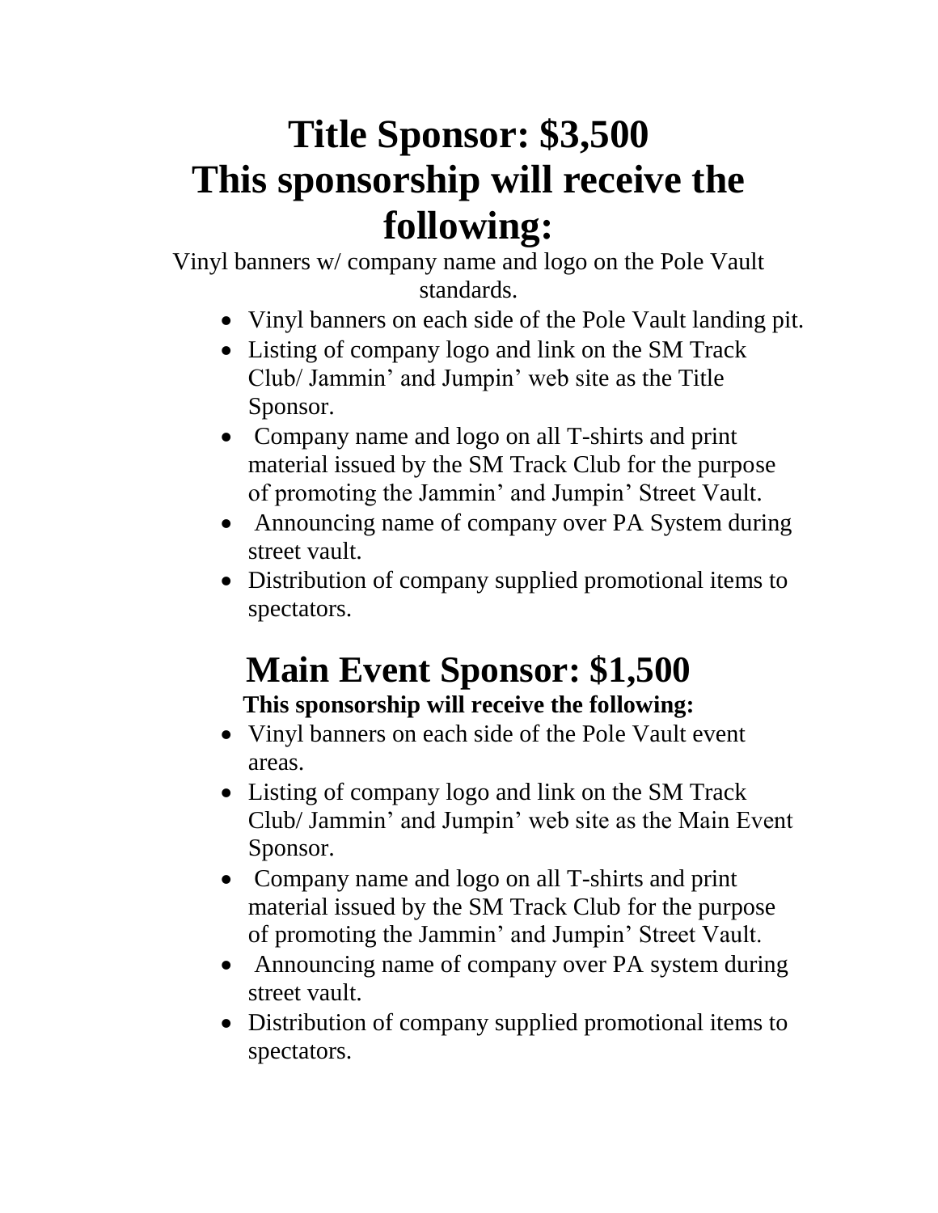# Title Sponsor: $3,500
# This sponsorship will receive the following:

Vinyl banners w/ company name and logo on the Pole Vault standards.

- Vinyl banners on each side of the Pole Vault landing pit.
- Listing of company logo and link on the SM Track Club/ Jammin' and Jumpin' web site as the Title Sponsor.
- Company name and logo on all T-shirts and print material issued by the SM Track Club for the purpose of promoting the Jammin' and Jumpin' Street Vault.
- Announcing name of company over PA System during street vault.
- Distribution of company supplied promotional items to spectators.

# Main Event Sponsor: $1,500

**This sponsorship will receive the following:**

- Vinyl banners on each side of the Pole Vault event areas.
- Listing of company logo and link on the SM Track Club/ Jammin' and Jumpin' web site as the Main Event Sponsor.
- Company name and logo on all T-shirts and print material issued by the SM Track Club for the purpose of promoting the Jammin' and Jumpin' Street Vault.
- Announcing name of company over PA system during street vault.
- Distribution of company supplied promotional items to spectators.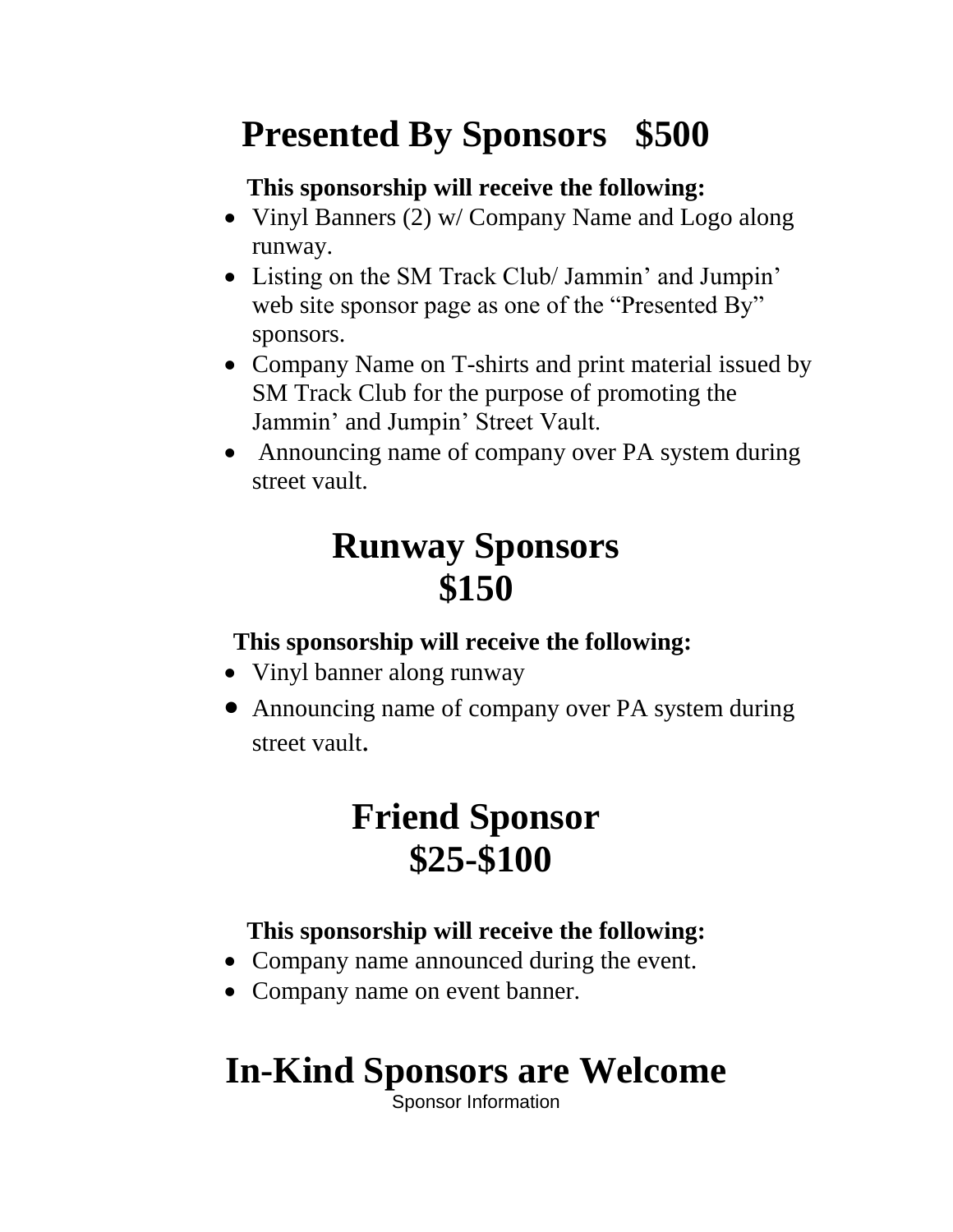# Presented By Sponsors $500

**This sponsorship will receive the following:**

- Vinyl Banners (2) w/ Company Name and Logo along runway.
- Listing on the SM Track Club/ Jammin' and Jumpin' web site sponsor page as one of the "Presented By" sponsors.
- Company Name on T-shirts and print material issued by SM Track Club for the purpose of promoting the Jammin' and Jumpin' Street Vault.
- Announcing name of company over PA system during street vault.

# Runway Sponsors $150

**This sponsorship will receive the following:**

- Vinyl banner along runway
- Announcing name of company over PA system during street vault.

# Friend Sponsor $25-$100

**This sponsorship will receive the following:**

- Company name announced during the event.
- Company name on event banner.

# In-Kind Sponsors are Welcome

Sponsor Information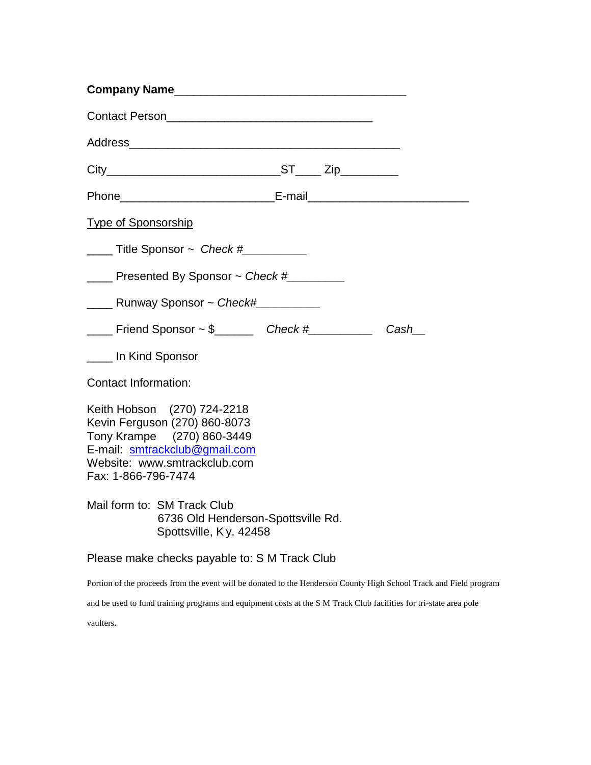**Company Name**___________________________________

Contact Person_______________________________

Address________________________________________

City__________________________ST____ Zip_________

Phone_______________________E-mail________________________

<u>Type of Sponsorship</u>

____ Title Sponsor ~ *Check #*__________

____ Presented By Sponsor ~ *Check #*_________

____ Runway Sponsor ~ *Check#*__________

____ Friend Sponsor ~ $______ *Check #*__________ *Cash*__

____ In Kind Sponsor

Contact Information:

Keith Hobson (270) 724-2218
Kevin Ferguson (270) 860-8073
Tony Krampe (270) 860-3449
E-mail: smtrackclub@gmail.com
Website: www.smtrackclub.com
Fax: 1-866-796-7474

Mail form to: SM Track Club
6736 Old Henderson-Spottsville Rd.
Spottsville, Ky. 42458

Please make checks payable to: S M Track Club

Portion of the proceeds from the event will be donated to the Henderson County High School Track and Field program and be used to fund training programs and equipment costs at the S M Track Club facilities for tri-state area pole vaulters.